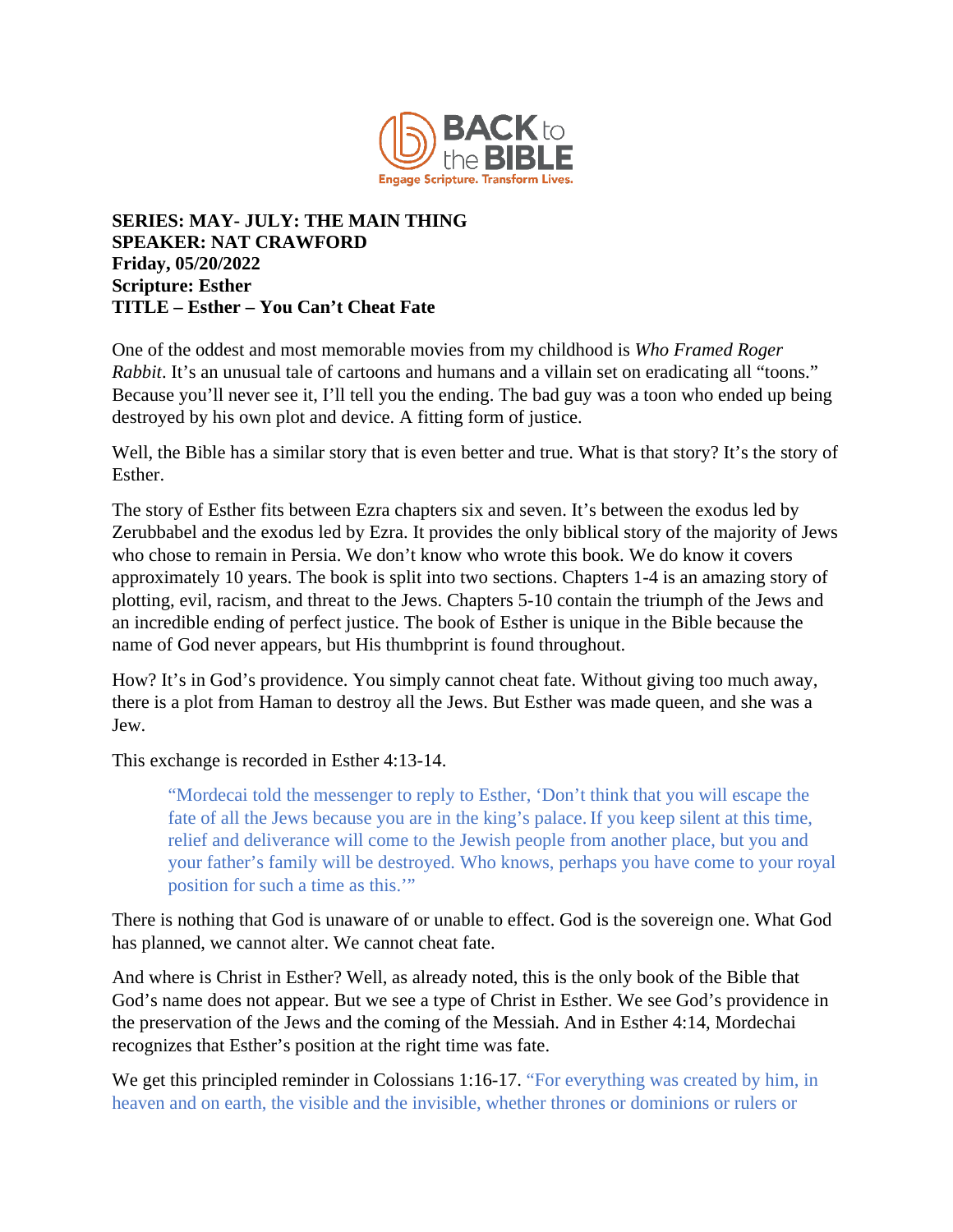**SERIES: MAY- JULY: THE MAIN THING**
**SPEAKER: NAT CRAWFORD**
**Friday, 05/20/2022**
**Scripture: Esther**
**TITLE – Esther – You Can't Cheat Fate**

One of the oddest and most memorable movies from my childhood is *Who Framed Roger Rabbit*. It's an unusual tale of cartoons and humans and a villain set on eradicating all "toons." Because you'll never see it, I'll tell you the ending. The bad guy was a toon who ended up being destroyed by his own plot and device. A fitting form of justice.

Well, the Bible has a similar story that is even better and true. What is that story? It's the story of Esther.

The story of Esther fits between Ezra chapters six and seven. It's between the exodus led by Zerubbabel and the exodus led by Ezra. It provides the only biblical story of the majority of Jews who chose to remain in Persia. We don't know who wrote this book. We do know it covers approximately 10 years. The book is split into two sections. Chapters 1-4 is an amazing story of plotting, evil, racism, and threat to the Jews. Chapters 5-10 contain the triumph of the Jews and an incredible ending of perfect justice. The book of Esther is unique in the Bible because the name of God never appears, but His thumbprint is found throughout.

How? It's in God's providence. You simply cannot cheat fate. Without giving too much away, there is a plot from Haman to destroy all the Jews. But Esther was made queen, and she was a Jew.

This exchange is recorded in Esther 4:13-14.

> "Mordecai told the messenger to reply to Esther, 'Don't think that you will escape the fate of all the Jews because you are in the king's palace. If you keep silent at this time, relief and deliverance will come to the Jewish people from another place, but you and your father's family will be destroyed. Who knows, perhaps you have come to your royal position for such a time as this.'"

There is nothing that God is unaware of or unable to effect. God is the sovereign one. What God has planned, we cannot alter. We cannot cheat fate.

And where is Christ in Esther? Well, as already noted, this is the only book of the Bible that God's name does not appear. But we see a type of Christ in Esther. We see God's providence in the preservation of the Jews and the coming of the Messiah. And in Esther 4:14, Mordechai recognizes that Esther's position at the right time was fate.

We get this principled reminder in Colossians 1:16-17. "For everything was created by him, in heaven and on earth, the visible and the invisible, whether thrones or dominions or rulers or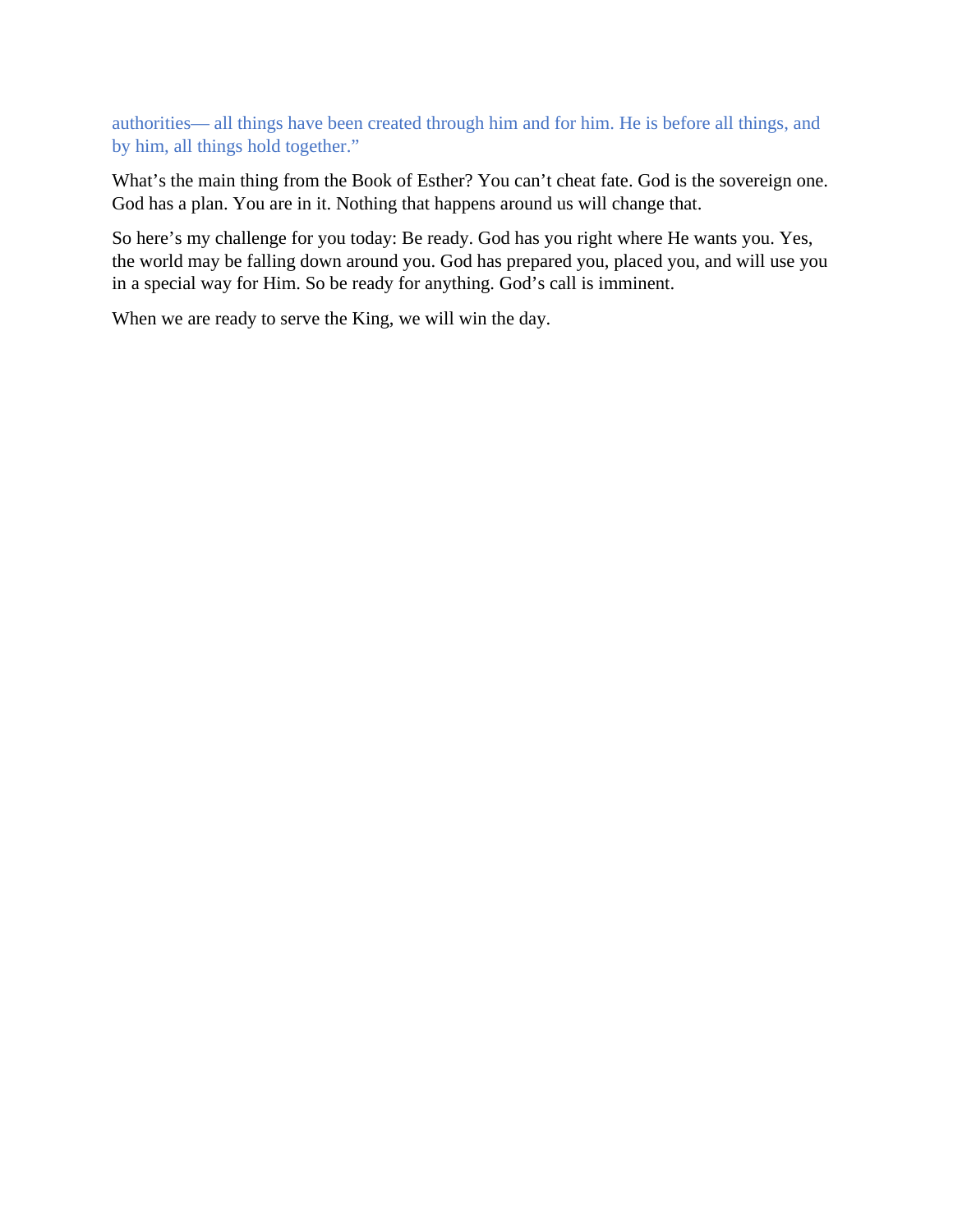authorities— all things have been created through him and for him. He is before all things, and by him, all things hold together."

What's the main thing from the Book of Esther? You can't cheat fate. God is the sovereign one. God has a plan. You are in it. Nothing that happens around us will change that.

So here's my challenge for you today: Be ready. God has you right where He wants you. Yes, the world may be falling down around you. God has prepared you, placed you, and will use you in a special way for Him. So be ready for anything. God's call is imminent.

When we are ready to serve the King, we will win the day.